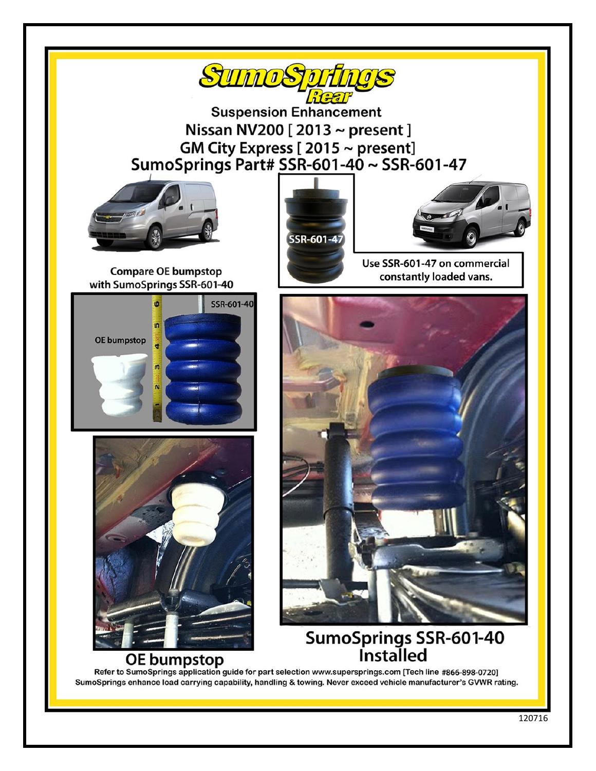# SumoSprings Rear

## Suspension Enhancement

## Nissan NV200 [ 2013 ~ present ]

## GM City Express [ 2015 ~ present]

## SumoSprings Part# SSR-601-40 ~ SSR-601-47

SSR-601-47

Use SSR-601-47 on commercial constantly loaded vans.

Compare OE bumpstop with SumoSprings SSR-601-40

OE bumpstop

SSR-601-40

OE bumpstop

SumoSprings SSR-601-40 Installed

Refer to SumoSprings application guide for part selection www.supersprings.com [Tech line #866-898-0720]

SumoSprings enhance load carrying capability, handling & towing. Never exceed vehicle manufacturer's GVWR rating.

120716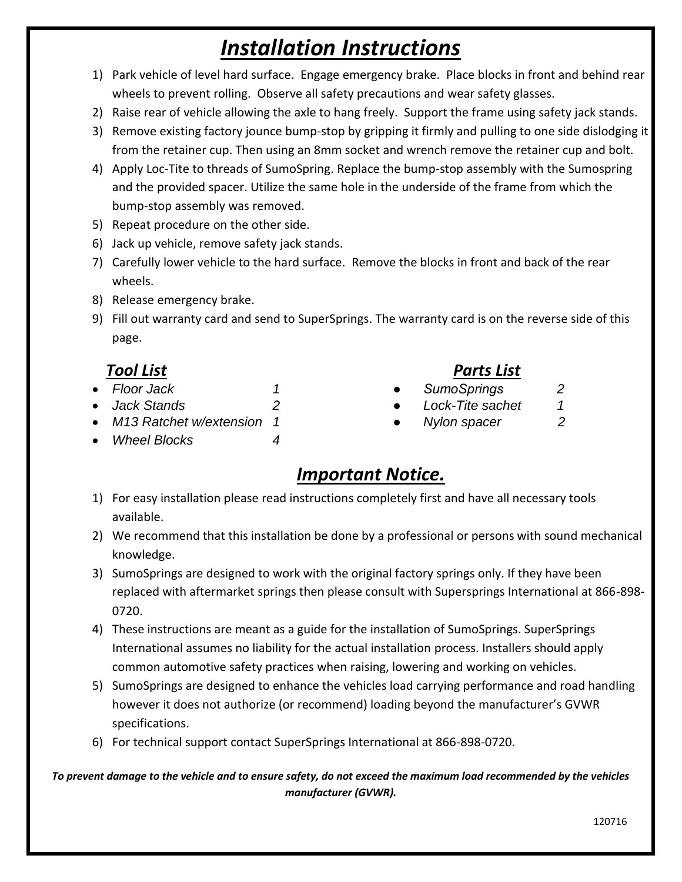# *Installation Instructions*

1) Park vehicle of level hard surface. Engage emergency brake. Place blocks in front and behind rear wheels to prevent rolling. Observe all safety precautions and wear safety glasses.
2) Raise rear of vehicle allowing the axle to hang freely. Support the frame using safety jack stands.
3) Remove existing factory jounce bump-stop by gripping it firmly and pulling to one side dislodging it from the retainer cup. Then using an 8mm socket and wrench remove the retainer cup and bolt.
4) Apply Loc-Tite to threads of SumoSpring. Replace the bump-stop assembly with the Sumospring and the provided spacer. Utilize the same hole in the underside of the frame from which the bump-stop assembly was removed.
5) Repeat procedure on the other side.
6) Jack up vehicle, remove safety jack stands.
7) Carefully lower vehicle to the hard surface. Remove the blocks in front and back of the rear wheels.
8) Release emergency brake.
9) Fill out warranty card and send to SuperSprings. The warranty card is on the reverse side of this page.

## *Tool List*

- *Floor Jack 1*
- *Jack Stands 2*
- *M13 Ratchet w/extension 1*
- *Wheel Blocks 4*

## *Parts List*

- *SumoSprings 2*
- *Lock-Tite sachet 1*
- *Nylon spacer 2*

## *Important Notice.*

1) For easy installation please read instructions completely first and have all necessary tools available.
2) We recommend that this installation be done by a professional or persons with sound mechanical knowledge.
3) SumoSprings are designed to work with the original factory springs only. If they have been replaced with aftermarket springs then please consult with Supersprings International at 866-898-0720.
4) These instructions are meant as a guide for the installation of SumoSprings. SuperSprings International assumes no liability for the actual installation process. Installers should apply common automotive safety practices when raising, lowering and working on vehicles.
5) SumoSprings are designed to enhance the vehicles load carrying performance and road handling however it does not authorize (or recommend) loading beyond the manufacturer's GVWR specifications.
6) For technical support contact SuperSprings International at 866-898-0720.

***To prevent damage to the vehicle and to ensure safety, do not exceed the maximum load recommended by the vehicles manufacturer (GVWR).***

120716